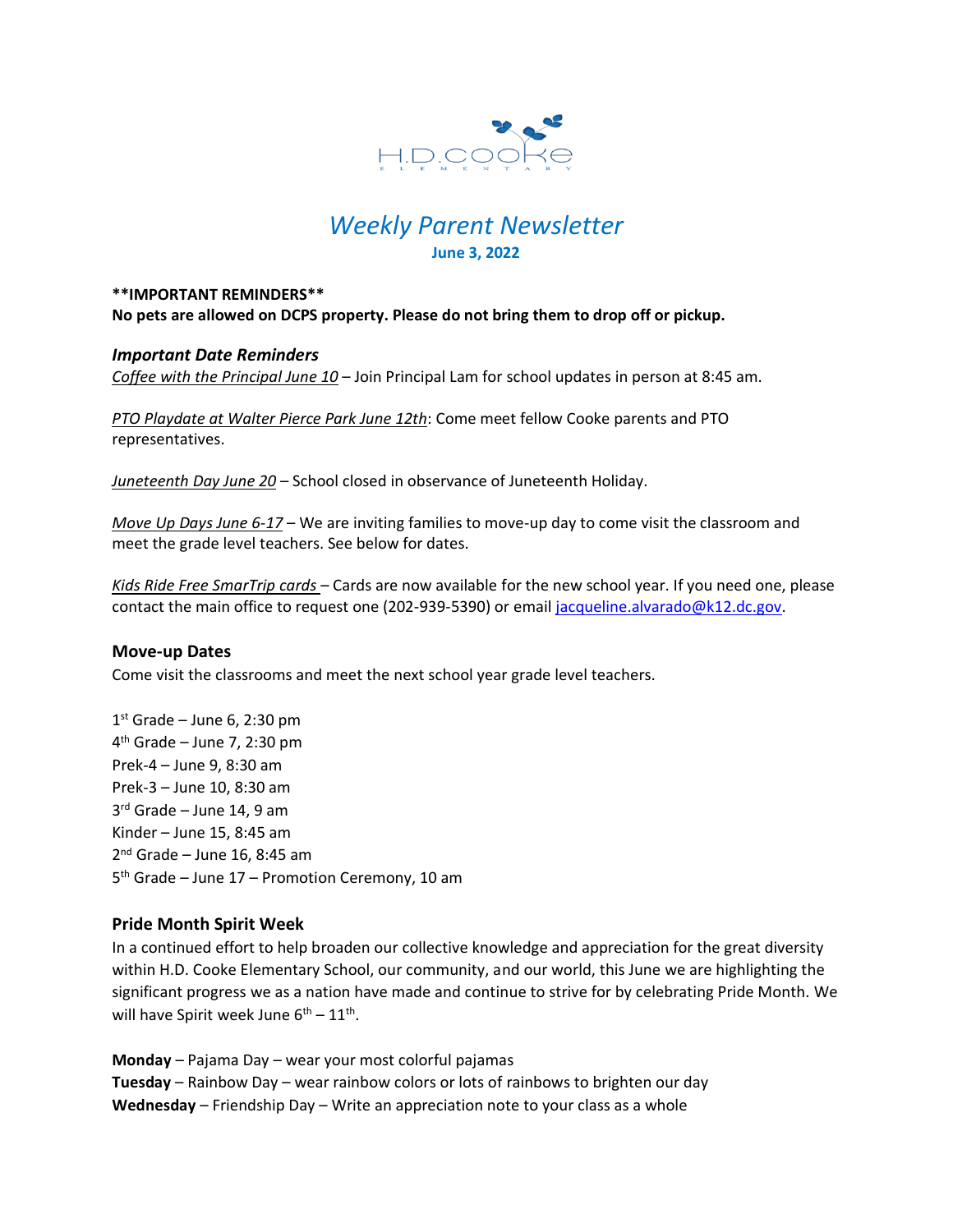H.D.COOKE
ELEMENTARY

# *Weekly Parent Newsletter*

**June 3, 2022**

****IMPORTANT REMINDERS****
**No pets are allowed on DCPS property. Please do not bring them to drop off or pickup.**

### *Important Date Reminders*

*Coffee with the Principal June 10* – Join Principal Lam for school updates in person at 8:45 am.

*PTO Playdate at Walter Pierce Park June 12th*: Come meet fellow Cooke parents and PTO representatives.

*Juneteenth Day June 20* – School closed in observance of Juneteenth Holiday.

*Move Up Days June 6-17* – We are inviting families to move-up day to come visit the classroom and meet the grade level teachers. See below for dates.

*Kids Ride Free SmarTrip cards* – Cards are now available for the new school year. If you need one, please contact the main office to request one (202-939-5390) or email [jacqueline.alvarado@k12.dc.gov](mailto:jacqueline.alvarado@k12.dc.gov).

### Move-up Dates

Come visit the classrooms and meet the next school year grade level teachers.

1st Grade – June 6, 2:30 pm
4th Grade – June 7, 2:30 pm
Prek-4 – June 9, 8:30 am
Prek-3 – June 10, 8:30 am
3rd Grade – June 14, 9 am
Kinder – June 15, 8:45 am
2nd Grade – June 16, 8:45 am
5th Grade – June 17 – Promotion Ceremony, 10 am

### Pride Month Spirit Week

In a continued effort to help broaden our collective knowledge and appreciation for the great diversity within H.D. Cooke Elementary School, our community, and our world, this June we are highlighting the significant progress we as a nation have made and continue to strive for by celebrating Pride Month. We will have Spirit week June 6th – 11th.

**Monday** – Pajama Day – wear your most colorful pajamas
**Tuesday** – Rainbow Day – wear rainbow colors or lots of rainbows to brighten our day
**Wednesday** – Friendship Day – Write an appreciation note to your class as a whole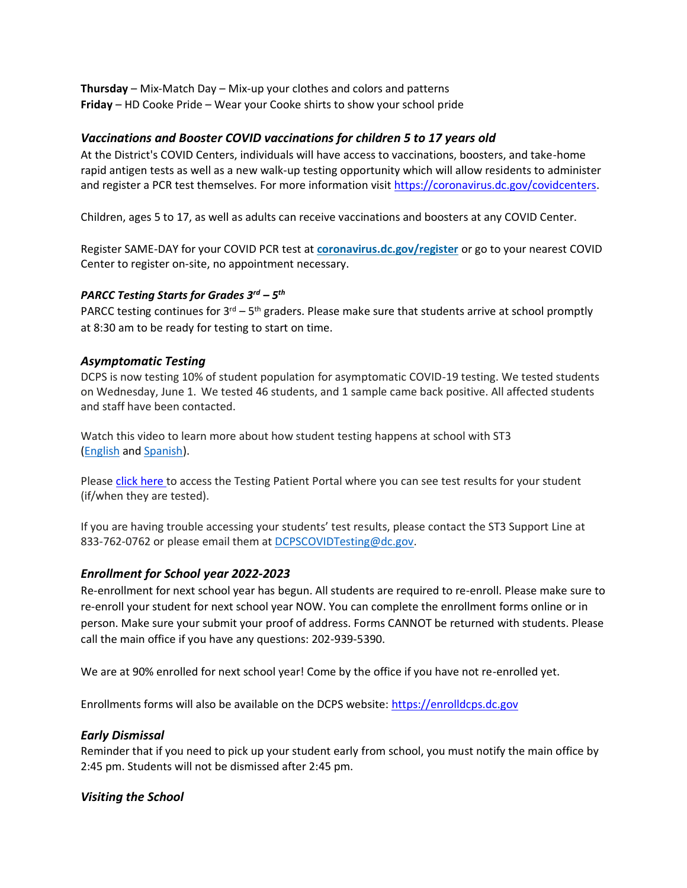**Thursday** – Mix-Match Day – Mix-up your clothes and colors and patterns
**Friday** – HD Cooke Pride – Wear your Cooke shirts to show your school pride

### *Vaccinations and Booster COVID vaccinations for children 5 to 17 years old*

At the District's COVID Centers, individuals will have access to vaccinations, boosters, and take-home rapid antigen tests as well as a new walk-up testing opportunity which will allow residents to administer and register a PCR test themselves. For more information visit [https://coronavirus.dc.gov/covidcenters](https://coronavirus.dc.gov/covidcenters).

Children, ages 5 to 17, as well as adults can receive vaccinations and boosters at any COVID Center.

Register SAME-DAY for your COVID PCR test at **[coronavirus.dc.gov/register](coronavirus.dc.gov/register)** or go to your nearest COVID Center to register on-site, no appointment necessary.

#### *PARCC Testing Starts for Grades 3rd – 5th*

PARCC testing continues for 3rd – 5th graders. Please make sure that students arrive at school promptly at 8:30 am to be ready for testing to start on time.

### *Asymptomatic Testing*

DCPS is now testing 10% of student population for asymptomatic COVID-19 testing. We tested students on Wednesday, June 1. We tested 46 students, and 1 sample came back positive. All affected students and staff have been contacted.

Watch this video to learn more about how student testing happens at school with ST3 (English and Spanish).

Please click here to access the Testing Patient Portal where you can see test results for your student (if/when they are tested).

If you are having trouble accessing your students' test results, please contact the ST3 Support Line at 833-762-0762 or please email them at DCPSCOVIDTesting@dc.gov.

### *Enrollment for School year 2022-2023*

Re-enrollment for next school year has begun. All students are required to re-enroll. Please make sure to re-enroll your student for next school year NOW. You can complete the enrollment forms online or in person. Make sure your submit your proof of address. Forms CANNOT be returned with students. Please call the main office if you have any questions: 202-939-5390.

We are at 90% enrolled for next school year! Come by the office if you have not re-enrolled yet.

Enrollments forms will also be available on the DCPS website: [https://enrolldcps.dc.gov](https://enrolldcps.dc.gov)

### *Early Dismissal*

Reminder that if you need to pick up your student early from school, you must notify the main office by 2:45 pm. Students will not be dismissed after 2:45 pm.

### *Visiting the School*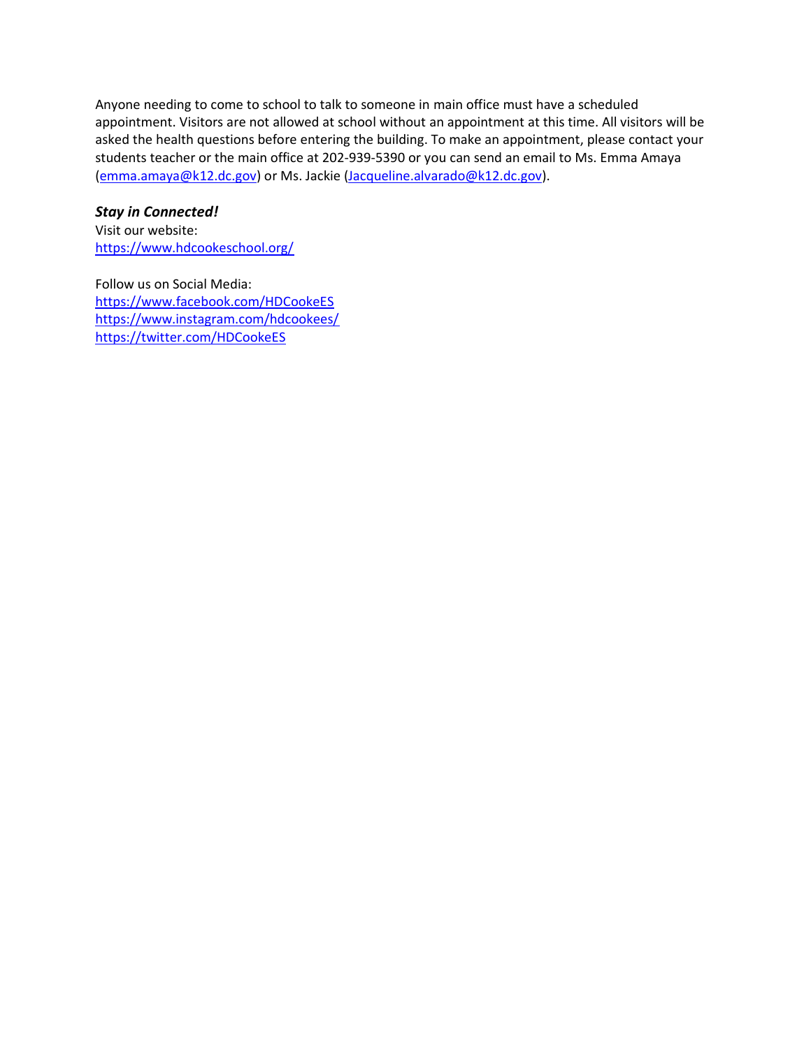Anyone needing to come to school to talk to someone in main office must have a scheduled appointment. Visitors are not allowed at school without an appointment at this time. All visitors will be asked the health questions before entering the building. To make an appointment, please contact your students teacher or the main office at 202-939-5390 or you can send an email to Ms. Emma Amaya (emma.amaya@k12.dc.gov) or Ms. Jackie (Jacqueline.alvarado@k12.dc.gov).

***Stay in Connected!***

Visit our website:
https://www.hdcookeschool.org/

Follow us on Social Media:
https://www.facebook.com/HDCookeES
https://www.instagram.com/hdcookees/
https://twitter.com/HDCookeES